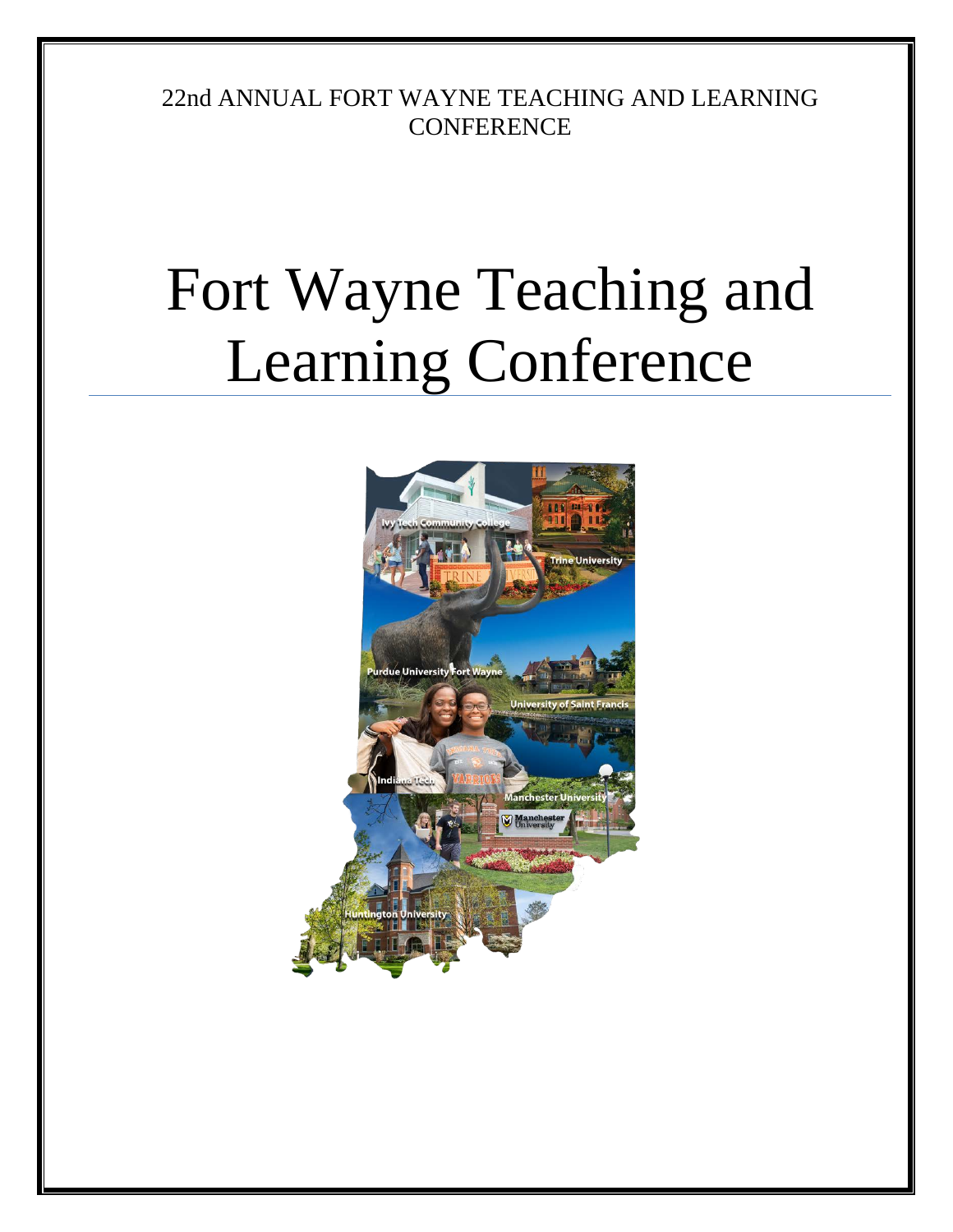22nd ANNUAL FORT WAYNE TEACHING AND LEARNING CONFERENCE

# Fort Wayne Teaching and Learning Conference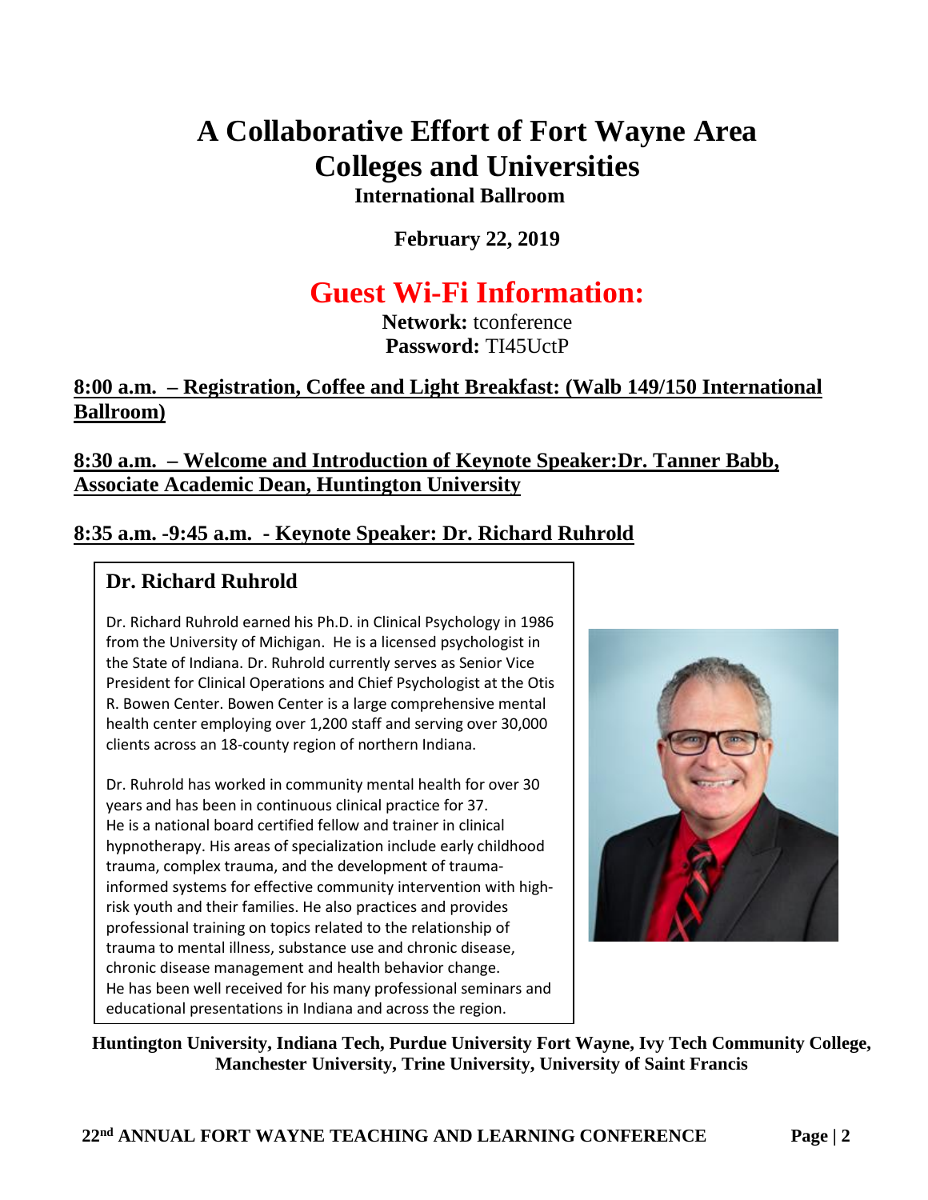# A Collaborative Effort of Fort Wayne Area Colleges and Universities

**International Ballroom**

**February 22, 2019**

## Guest Wi-Fi Information:

**Network:** tconference
**Password:** TI45UctP

**8:00 a.m. – Registration, Coffee and Light Breakfast: (Walb 149/150 International Ballroom)**

**8:30 a.m. – Welcome and Introduction of Keynote Speaker:Dr. Tanner Babb, Associate Academic Dean, Huntington University**

**8:35 a.m. -9:45 a.m. - Keynote Speaker: Dr. Richard Ruhrold**

### Dr. Richard Ruhrold

Dr. Richard Ruhrold earned his Ph.D. in Clinical Psychology in 1986 from the University of Michigan. He is a licensed psychologist in the State of Indiana. Dr. Ruhrold currently serves as Senior Vice President for Clinical Operations and Chief Psychologist at the Otis R. Bowen Center. Bowen Center is a large comprehensive mental health center employing over 1,200 staff and serving over 30,000 clients across an 18-county region of northern Indiana.

Dr. Ruhrold has worked in community mental health for over 30 years and has been in continuous clinical practice for 37. He is a national board certified fellow and trainer in clinical hypnotherapy. His areas of specialization include early childhood trauma, complex trauma, and the development of trauma-informed systems for effective community intervention with high-risk youth and their families. He also practices and provides professional training on topics related to the relationship of trauma to mental illness, substance use and chronic disease, chronic disease management and health behavior change. He has been well received for his many professional seminars and educational presentations in Indiana and across the region.

**Huntington University, Indiana Tech, Purdue University Fort Wayne, Ivy Tech Community College, Manchester University, Trine University, University of Saint Francis**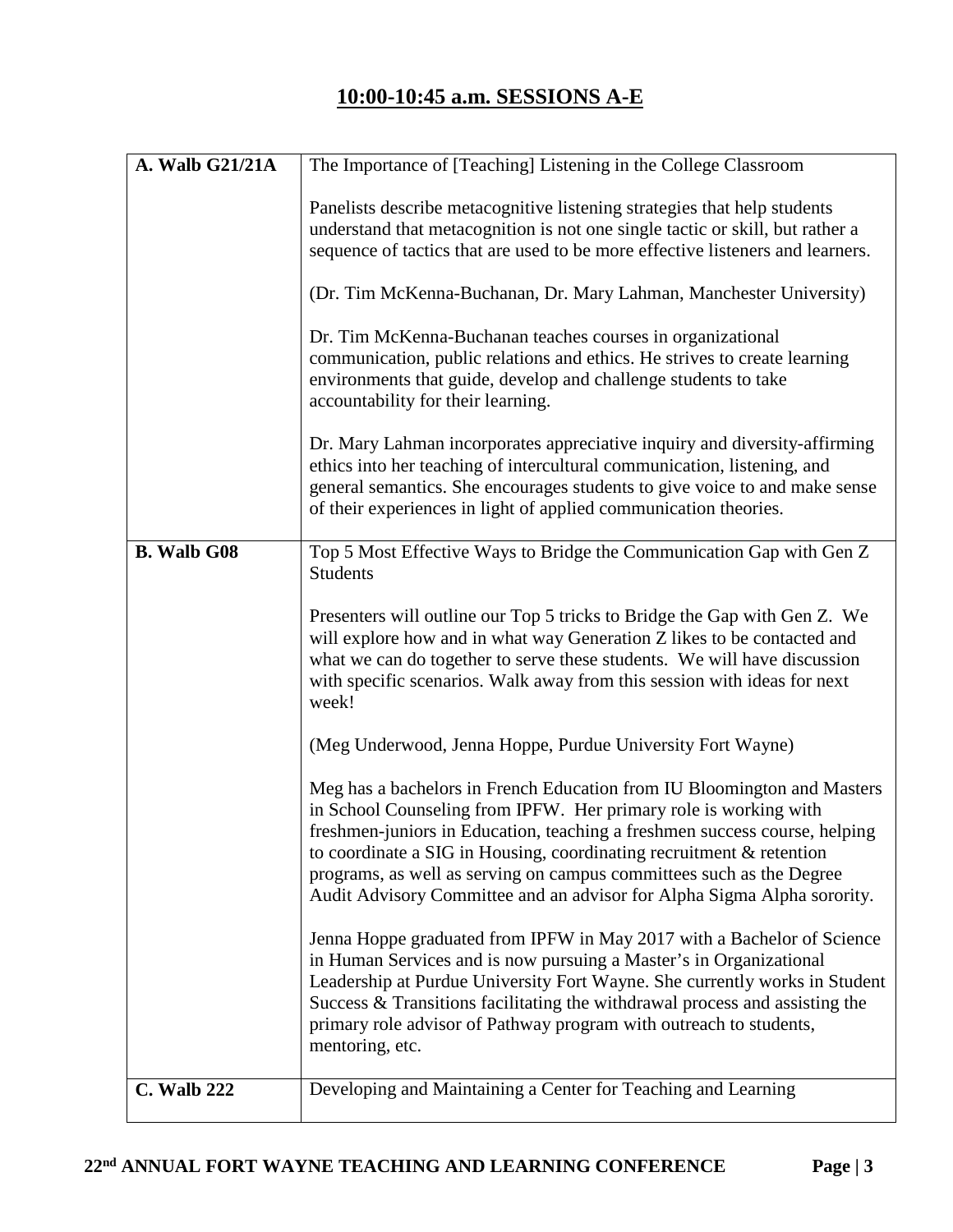## 10:00-10:45 a.m. SESSIONS A-E

| | |
|---|---|
| **A. Walb G21/21A** | The Importance of [Teaching] Listening in the College Classroom<br><br>Panelists describe metacognitive listening strategies that help students understand that metacognition is not one single tactic or skill, but rather a sequence of tactics that are used to be more effective listeners and learners.<br><br>(Dr. Tim McKenna-Buchanan, Dr. Mary Lahman, Manchester University)<br><br>Dr. Tim McKenna-Buchanan teaches courses in organizational communication, public relations and ethics. He strives to create learning environments that guide, develop and challenge students to take accountability for their learning.<br><br>Dr. Mary Lahman incorporates appreciative inquiry and diversity-affirming ethics into her teaching of intercultural communication, listening, and general semantics. She encourages students to give voice to and make sense of their experiences in light of applied communication theories. |
| **B. Walb G08** | Top 5 Most Effective Ways to Bridge the Communication Gap with Gen Z Students<br><br>Presenters will outline our Top 5 tricks to Bridge the Gap with Gen Z. We will explore how and in what way Generation Z likes to be contacted and what we can do together to serve these students. We will have discussion with specific scenarios. Walk away from this session with ideas for next week!<br><br>(Meg Underwood, Jenna Hoppe, Purdue University Fort Wayne)<br><br>Meg has a bachelors in French Education from IU Bloomington and Masters in School Counseling from IPFW. Her primary role is working with freshmen-juniors in Education, teaching a freshmen success course, helping to coordinate a SIG in Housing, coordinating recruitment & retention programs, as well as serving on campus committees such as the Degree Audit Advisory Committee and an advisor for Alpha Sigma Alpha sorority.<br><br>Jenna Hoppe graduated from IPFW in May 2017 with a Bachelor of Science in Human Services and is now pursuing a Master's in Organizational Leadership at Purdue University Fort Wayne. She currently works in Student Success & Transitions facilitating the withdrawal process and assisting the primary role advisor of Pathway program with outreach to students, mentoring, etc. |
| **C. Walb 222** | Developing and Maintaining a Center for Teaching and Learning |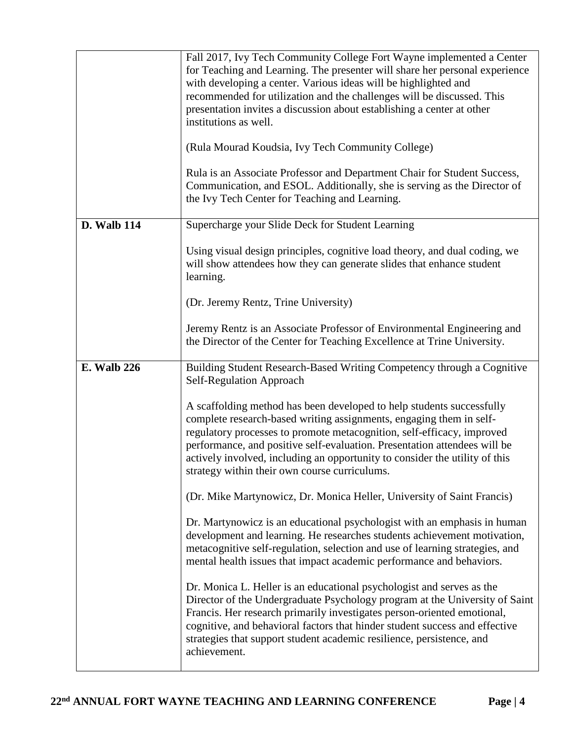| | |
|---|---|
| | Fall 2017, Ivy Tech Community College Fort Wayne implemented a Center for Teaching and Learning. The presenter will share her personal experience with developing a center. Various ideas will be highlighted and recommended for utilization and the challenges will be discussed. This presentation invites a discussion about establishing a center at other institutions as well.<br><br>(Rula Mourad Koudsia, Ivy Tech Community College)<br><br>Rula is an Associate Professor and Department Chair for Student Success, Communication, and ESOL. Additionally, she is serving as the Director of the Ivy Tech Center for Teaching and Learning. |
| **D. Walb 114** | Supercharge your Slide Deck for Student Learning<br><br>Using visual design principles, cognitive load theory, and dual coding, we will show attendees how they can generate slides that enhance student learning.<br><br>(Dr. Jeremy Rentz, Trine University)<br><br>Jeremy Rentz is an Associate Professor of Environmental Engineering and the Director of the Center for Teaching Excellence at Trine University. |
| **E. Walb 226** | Building Student Research-Based Writing Competency through a Cognitive Self-Regulation Approach<br><br>A scaffolding method has been developed to help students successfully complete research-based writing assignments, engaging them in self-regulatory processes to promote metacognition, self-efficacy, improved performance, and positive self-evaluation. Presentation attendees will be actively involved, including an opportunity to consider the utility of this strategy within their own course curriculums.<br><br>(Dr. Mike Martynowicz, Dr. Monica Heller, University of Saint Francis)<br><br>Dr. Martynowicz is an educational psychologist with an emphasis in human development and learning. He researches students achievement motivation, metacognitive self-regulation, selection and use of learning strategies, and mental health issues that impact academic performance and behaviors.<br><br>Dr. Monica L. Heller is an educational psychologist and serves as the Director of the Undergraduate Psychology program at the University of Saint Francis. Her research primarily investigates person-oriented emotional, cognitive, and behavioral factors that hinder student success and effective strategies that support student academic resilience, persistence, and achievement. |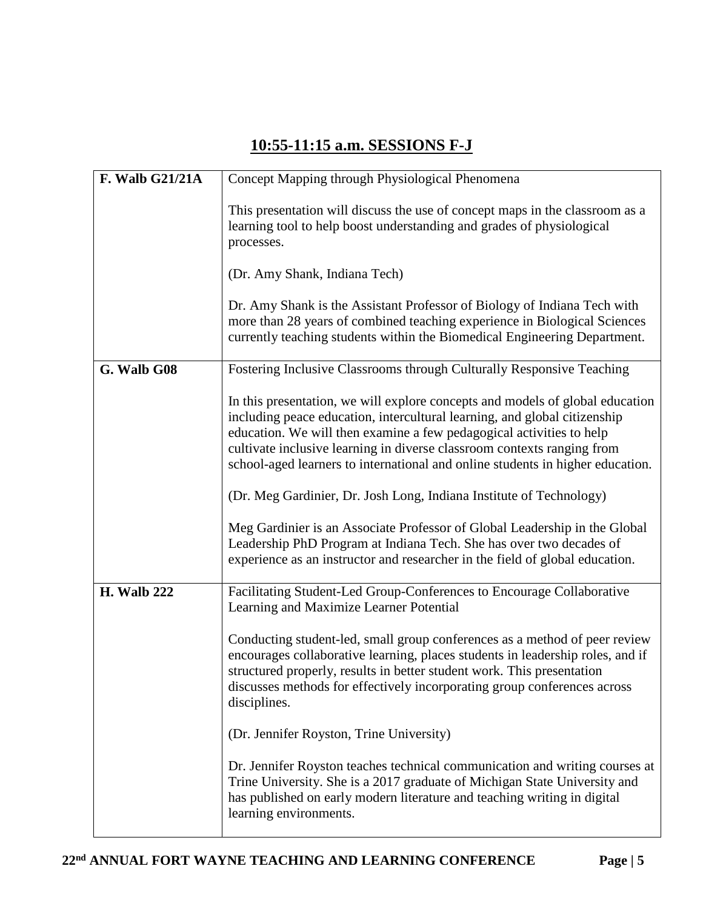## 10:55-11:15 a.m. SESSIONS F-J

| | |
|---|---|
| **F. Walb G21/21A** | Concept Mapping through Physiological Phenomena<br><br>This presentation will discuss the use of concept maps in the classroom as a learning tool to help boost understanding and grades of physiological processes.<br><br>(Dr. Amy Shank, Indiana Tech)<br><br>Dr. Amy Shank is the Assistant Professor of Biology of Indiana Tech with more than 28 years of combined teaching experience in Biological Sciences currently teaching students within the Biomedical Engineering Department. |
| **G. Walb G08** | Fostering Inclusive Classrooms through Culturally Responsive Teaching<br><br>In this presentation, we will explore concepts and models of global education including peace education, intercultural learning, and global citizenship education. We will then examine a few pedagogical activities to help cultivate inclusive learning in diverse classroom contexts ranging from school-aged learners to international and online students in higher education.<br><br>(Dr. Meg Gardinier, Dr. Josh Long, Indiana Institute of Technology)<br><br>Meg Gardinier is an Associate Professor of Global Leadership in the Global Leadership PhD Program at Indiana Tech. She has over two decades of experience as an instructor and researcher in the field of global education. |
| **H. Walb 222** | Facilitating Student-Led Group-Conferences to Encourage Collaborative Learning and Maximize Learner Potential<br><br>Conducting student-led, small group conferences as a method of peer review encourages collaborative learning, places students in leadership roles, and if structured properly, results in better student work. This presentation discusses methods for effectively incorporating group conferences across disciplines.<br><br>(Dr. Jennifer Royston, Trine University)<br><br>Dr. Jennifer Royston teaches technical communication and writing courses at Trine University. She is a 2017 graduate of Michigan State University and has published on early modern literature and teaching writing in digital learning environments. |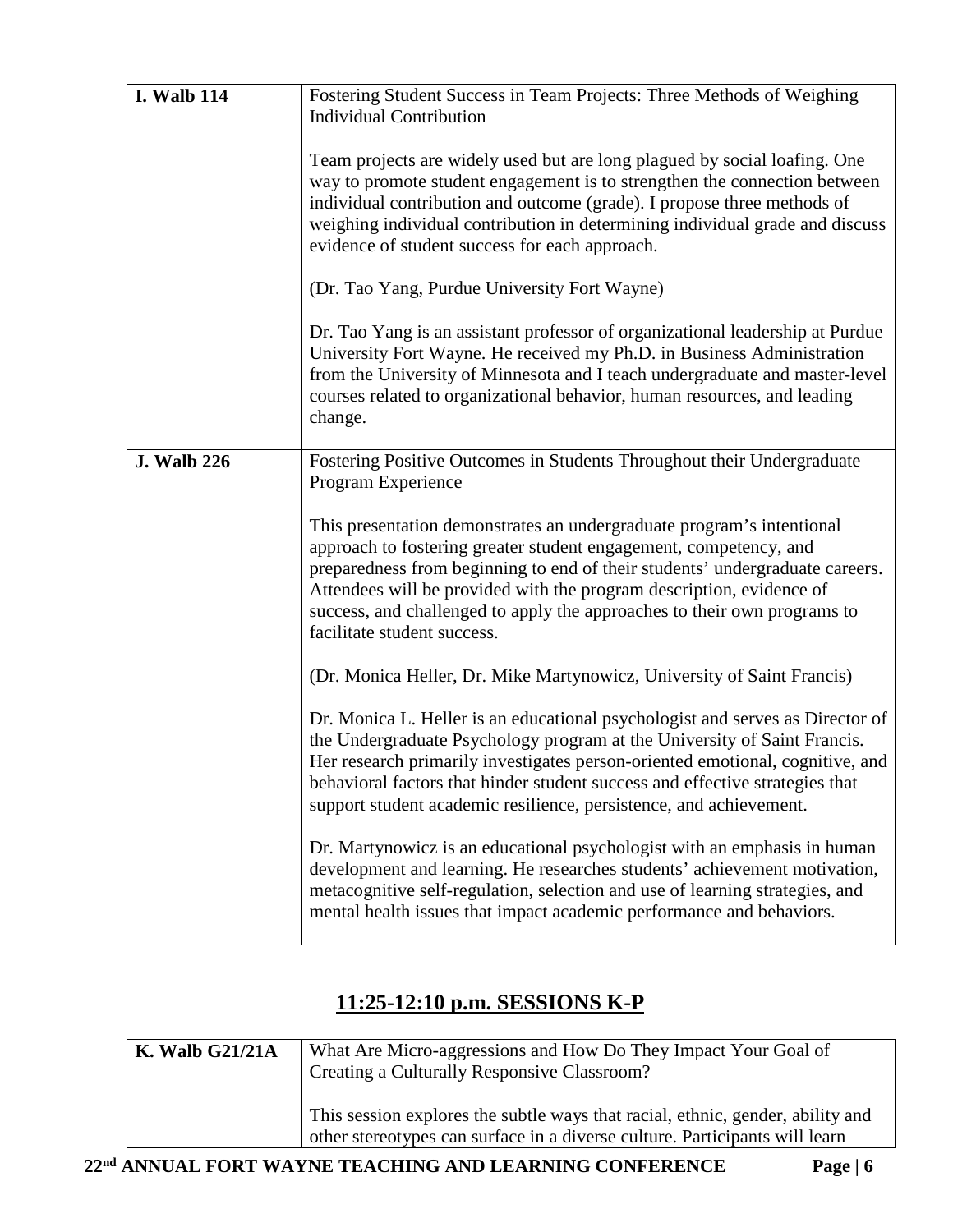| **I. Walb 114** | Fostering Student Success in Team Projects: Three Methods of Weighing Individual Contribution<br><br>Team projects are widely used but are long plagued by social loafing. One way to promote student engagement is to strengthen the connection between individual contribution and outcome (grade). I propose three methods of weighing individual contribution in determining individual grade and discuss evidence of student success for each approach.<br><br>(Dr. Tao Yang, Purdue University Fort Wayne)<br><br>Dr. Tao Yang is an assistant professor of organizational leadership at Purdue University Fort Wayne. He received my Ph.D. in Business Administration from the University of Minnesota and I teach undergraduate and master-level courses related to organizational behavior, human resources, and leading change. |
|---|---|
| **J. Walb 226** | Fostering Positive Outcomes in Students Throughout their Undergraduate Program Experience<br><br>This presentation demonstrates an undergraduate program's intentional approach to fostering greater student engagement, competency, and preparedness from beginning to end of their students' undergraduate careers. Attendees will be provided with the program description, evidence of success, and challenged to apply the approaches to their own programs to facilitate student success.<br><br>(Dr. Monica Heller, Dr. Mike Martynowicz, University of Saint Francis)<br><br>Dr. Monica L. Heller is an educational psychologist and serves as Director of the Undergraduate Psychology program at the University of Saint Francis. Her research primarily investigates person-oriented emotional, cognitive, and behavioral factors that hinder student success and effective strategies that support student academic resilience, persistence, and achievement.<br><br>Dr. Martynowicz is an educational psychologist with an emphasis in human development and learning. He researches students' achievement motivation, metacognitive self-regulation, selection and use of learning strategies, and mental health issues that impact academic performance and behaviors. |

## 11:25-12:10 p.m. SESSIONS K-P

| **K. Walb G21/21A** | What Are Micro-aggressions and How Do They Impact Your Goal of Creating a Culturally Responsive Classroom?<br><br>This session explores the subtle ways that racial, ethnic, gender, ability and other stereotypes can surface in a diverse culture. Participants will learn |
|---|---|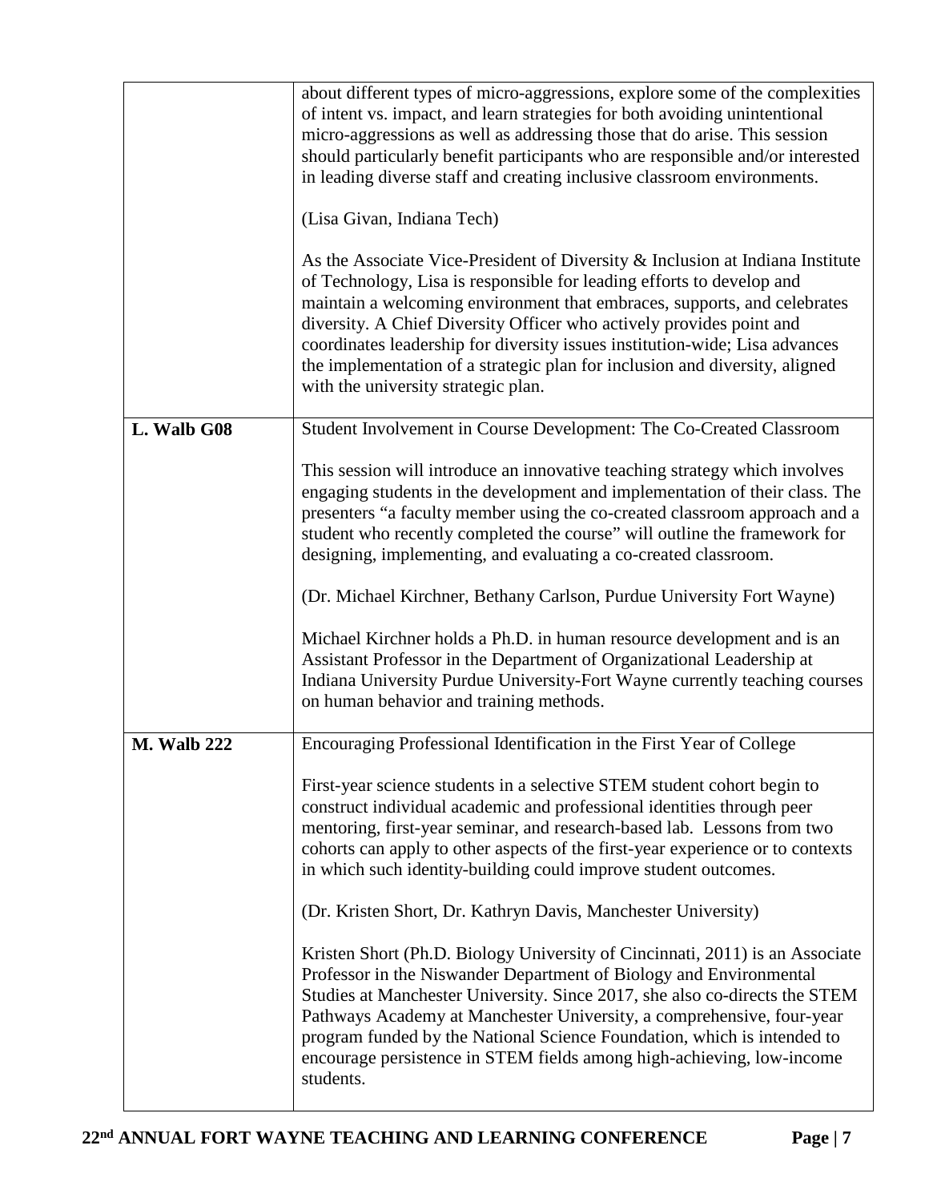| | |
|---|---|
| | about different types of micro-aggressions, explore some of the complexities of intent vs. impact, and learn strategies for both avoiding unintentional micro-aggressions as well as addressing those that do arise. This session should particularly benefit participants who are responsible and/or interested in leading diverse staff and creating inclusive classroom environments.<br><br>(Lisa Givan, Indiana Tech)<br><br>As the Associate Vice-President of Diversity & Inclusion at Indiana Institute of Technology, Lisa is responsible for leading efforts to develop and maintain a welcoming environment that embraces, supports, and celebrates diversity. A Chief Diversity Officer who actively provides point and coordinates leadership for diversity issues institution-wide; Lisa advances the implementation of a strategic plan for inclusion and diversity, aligned with the university strategic plan. |
| **L. Walb G08** | Student Involvement in Course Development: The Co-Created Classroom<br><br>This session will introduce an innovative teaching strategy which involves engaging students in the development and implementation of their class. The presenters "a faculty member using the co-created classroom approach and a student who recently completed the course" will outline the framework for designing, implementing, and evaluating a co-created classroom.<br><br>(Dr. Michael Kirchner, Bethany Carlson, Purdue University Fort Wayne)<br><br>Michael Kirchner holds a Ph.D. in human resource development and is an Assistant Professor in the Department of Organizational Leadership at Indiana University Purdue University-Fort Wayne currently teaching courses on human behavior and training methods. |
| **M. Walb 222** | Encouraging Professional Identification in the First Year of College<br><br>First-year science students in a selective STEM student cohort begin to construct individual academic and professional identities through peer mentoring, first-year seminar, and research-based lab. Lessons from two cohorts can apply to other aspects of the first-year experience or to contexts in which such identity-building could improve student outcomes.<br><br>(Dr. Kristen Short, Dr. Kathryn Davis, Manchester University)<br><br>Kristen Short (Ph.D. Biology University of Cincinnati, 2011) is an Associate Professor in the Niswander Department of Biology and Environmental Studies at Manchester University. Since 2017, she also co-directs the STEM Pathways Academy at Manchester University, a comprehensive, four-year program funded by the National Science Foundation, which is intended to encourage persistence in STEM fields among high-achieving, low-income students. |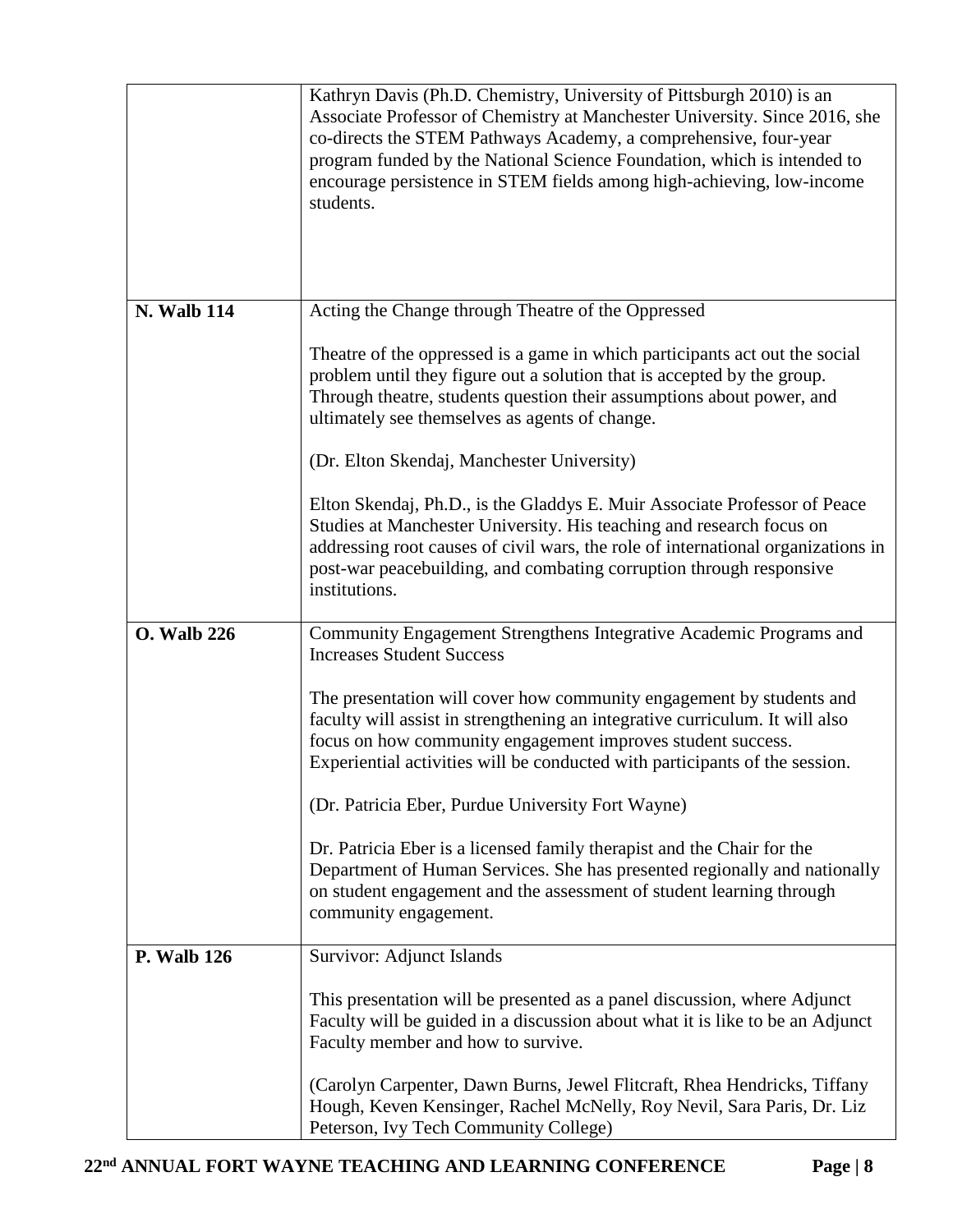| | |
|---|---|
| | Kathryn Davis (Ph.D. Chemistry, University of Pittsburgh 2010) is an Associate Professor of Chemistry at Manchester University. Since 2016, she co-directs the STEM Pathways Academy, a comprehensive, four-year program funded by the National Science Foundation, which is intended to encourage persistence in STEM fields among high-achieving, low-income students. |
| **N. Walb 114** | Acting the Change through Theatre of the Oppressed<br><br>Theatre of the oppressed is a game in which participants act out the social problem until they figure out a solution that is accepted by the group. Through theatre, students question their assumptions about power, and ultimately see themselves as agents of change.<br><br>(Dr. Elton Skendaj, Manchester University)<br><br>Elton Skendaj, Ph.D., is the Gladdys E. Muir Associate Professor of Peace Studies at Manchester University. His teaching and research focus on addressing root causes of civil wars, the role of international organizations in post-war peacebuilding, and combating corruption through responsive institutions. |
| **O. Walb 226** | Community Engagement Strengthens Integrative Academic Programs and Increases Student Success<br><br>The presentation will cover how community engagement by students and faculty will assist in strengthening an integrative curriculum. It will also focus on how community engagement improves student success. Experiential activities will be conducted with participants of the session.<br><br>(Dr. Patricia Eber, Purdue University Fort Wayne)<br><br>Dr. Patricia Eber is a licensed family therapist and the Chair for the Department of Human Services. She has presented regionally and nationally on student engagement and the assessment of student learning through community engagement. |
| **P. Walb 126** | Survivor: Adjunct Islands<br><br>This presentation will be presented as a panel discussion, where Adjunct Faculty will be guided in a discussion about what it is like to be an Adjunct Faculty member and how to survive.<br><br>(Carolyn Carpenter, Dawn Burns, Jewel Flitcraft, Rhea Hendricks, Tiffany Hough, Keven Kensinger, Rachel McNelly, Roy Nevil, Sara Paris, Dr. Liz Peterson, Ivy Tech Community College) |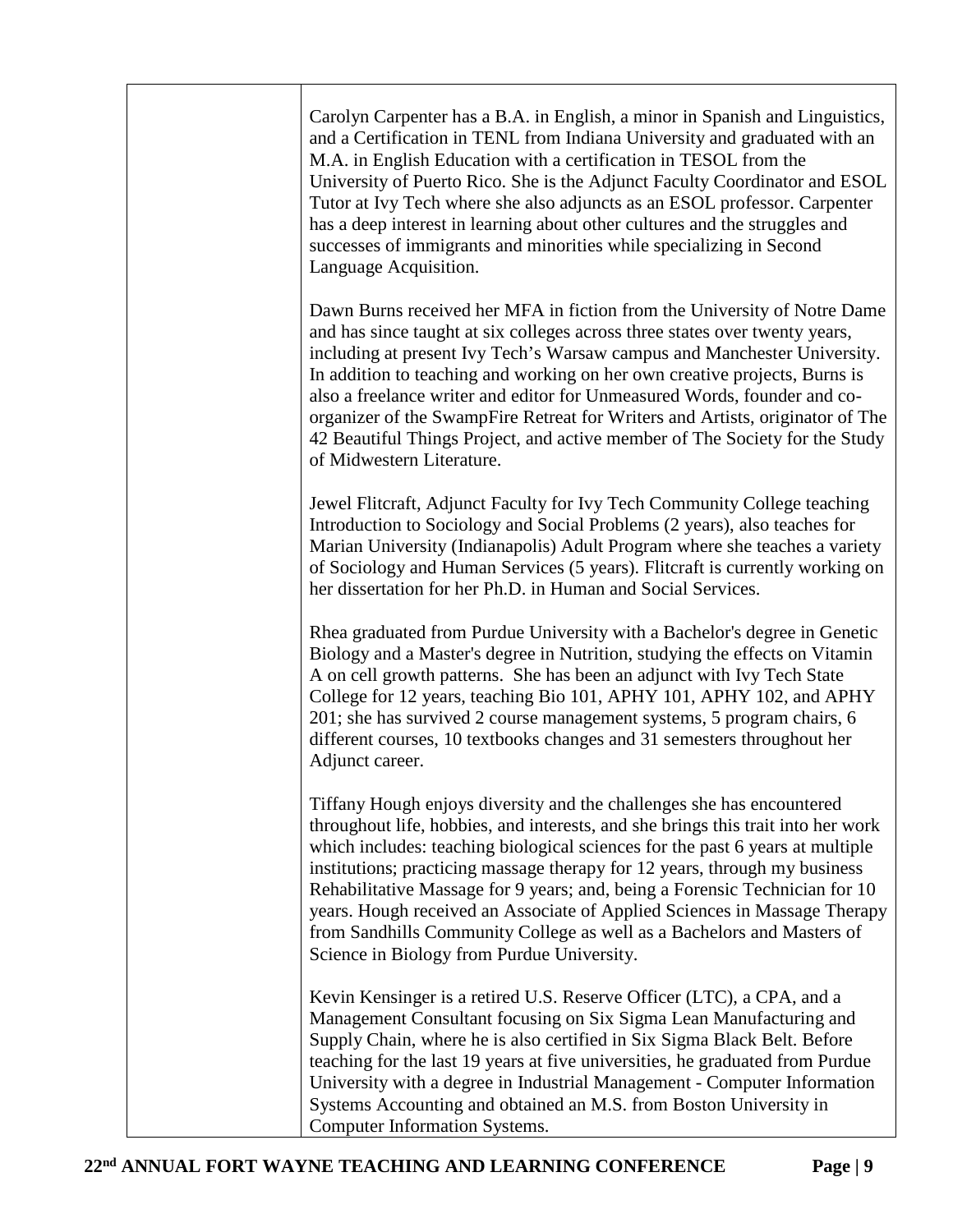Carolyn Carpenter has a B.A. in English, a minor in Spanish and Linguistics, and a Certification in TENL from Indiana University and graduated with an M.A. in English Education with a certification in TESOL from the University of Puerto Rico. She is the Adjunct Faculty Coordinator and ESOL Tutor at Ivy Tech where she also adjuncts as an ESOL professor. Carpenter has a deep interest in learning about other cultures and the struggles and successes of immigrants and minorities while specializing in Second Language Acquisition.

Dawn Burns received her MFA in fiction from the University of Notre Dame and has since taught at six colleges across three states over twenty years, including at present Ivy Tech's Warsaw campus and Manchester University. In addition to teaching and working on her own creative projects, Burns is also a freelance writer and editor for Unmeasured Words, founder and co-organizer of the SwampFire Retreat for Writers and Artists, originator of The 42 Beautiful Things Project, and active member of The Society for the Study of Midwestern Literature.

Jewel Flitcraft, Adjunct Faculty for Ivy Tech Community College teaching Introduction to Sociology and Social Problems (2 years), also teaches for Marian University (Indianapolis) Adult Program where she teaches a variety of Sociology and Human Services (5 years). Flitcraft is currently working on her dissertation for her Ph.D. in Human and Social Services.

Rhea graduated from Purdue University with a Bachelor's degree in Genetic Biology and a Master's degree in Nutrition, studying the effects on Vitamin A on cell growth patterns. She has been an adjunct with Ivy Tech State College for 12 years, teaching Bio 101, APHY 101, APHY 102, and APHY 201; she has survived 2 course management systems, 5 program chairs, 6 different courses, 10 textbooks changes and 31 semesters throughout her Adjunct career.

Tiffany Hough enjoys diversity and the challenges she has encountered throughout life, hobbies, and interests, and she brings this trait into her work which includes: teaching biological sciences for the past 6 years at multiple institutions; practicing massage therapy for 12 years, through my business Rehabilitative Massage for 9 years; and, being a Forensic Technician for 10 years. Hough received an Associate of Applied Sciences in Massage Therapy from Sandhills Community College as well as a Bachelors and Masters of Science in Biology from Purdue University.

Kevin Kensinger is a retired U.S. Reserve Officer (LTC), a CPA, and a Management Consultant focusing on Six Sigma Lean Manufacturing and Supply Chain, where he is also certified in Six Sigma Black Belt. Before teaching for the last 19 years at five universities, he graduated from Purdue University with a degree in Industrial Management - Computer Information Systems Accounting and obtained an M.S. from Boston University in Computer Information Systems.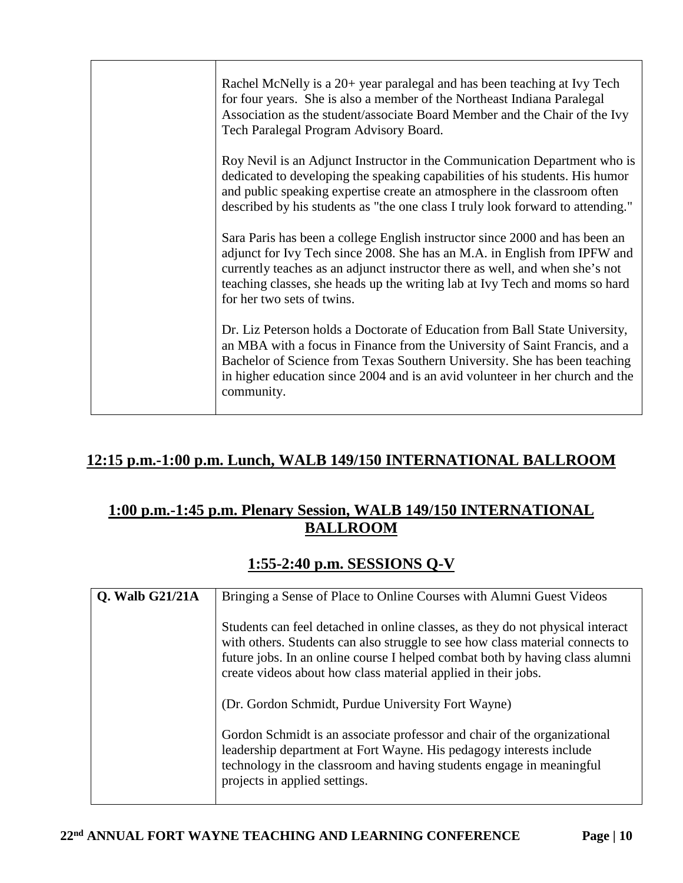| | |
|---|---|
| | Rachel McNelly is a 20+ year paralegal and has been teaching at Ivy Tech for four years. She is also a member of the Northeast Indiana Paralegal Association as the student/associate Board Member and the Chair of the Ivy Tech Paralegal Program Advisory Board.<br><br>Roy Nevil is an Adjunct Instructor in the Communication Department who is dedicated to developing the speaking capabilities of his students. His humor and public speaking expertise create an atmosphere in the classroom often described by his students as "the one class I truly look forward to attending."<br><br>Sara Paris has been a college English instructor since 2000 and has been an adjunct for Ivy Tech since 2008. She has an M.A. in English from IPFW and currently teaches as an adjunct instructor there as well, and when she's not teaching classes, she heads up the writing lab at Ivy Tech and moms so hard for her two sets of twins.<br><br>Dr. Liz Peterson holds a Doctorate of Education from Ball State University, an MBA with a focus in Finance from the University of Saint Francis, and a Bachelor of Science from Texas Southern University. She has been teaching in higher education since 2004 and is an avid volunteer in her church and the community. |

## 12:15 p.m.-1:00 p.m. Lunch, WALB 149/150 INTERNATIONAL BALLROOM

## 1:00 p.m.-1:45 p.m. Plenary Session, WALB 149/150 INTERNATIONAL BALLROOM

## 1:55-2:40 p.m. SESSIONS Q-V

| | |
|---|---|
| **Q. Walb G21/21A** | Bringing a Sense of Place to Online Courses with Alumni Guest Videos<br><br>Students can feel detached in online classes, as they do not physical interact with others. Students can also struggle to see how class material connects to future jobs. In an online course I helped combat both by having class alumni create videos about how class material applied in their jobs.<br><br>(Dr. Gordon Schmidt, Purdue University Fort Wayne)<br><br>Gordon Schmidt is an associate professor and chair of the organizational leadership department at Fort Wayne. His pedagogy interests include technology in the classroom and having students engage in meaningful projects in applied settings. |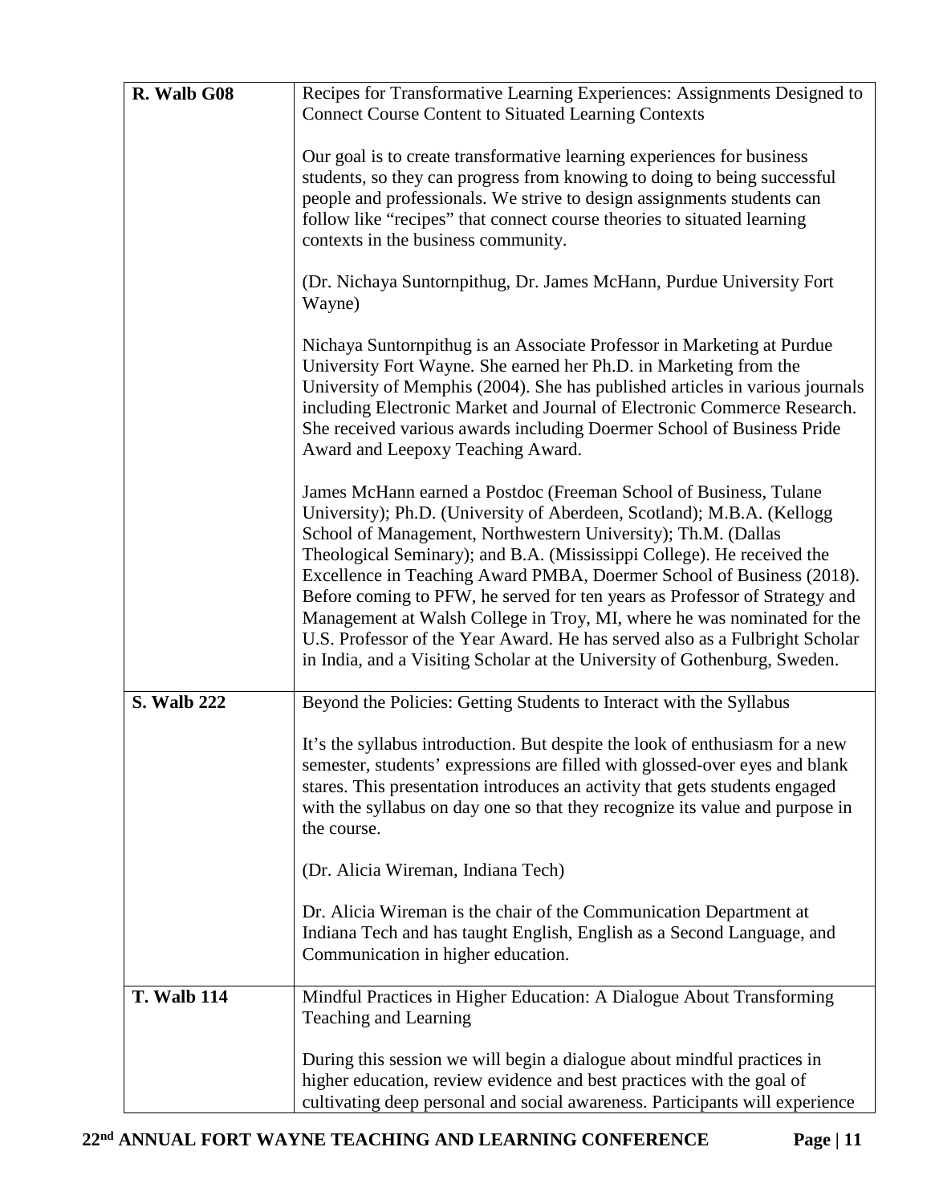| | |
|---|---|
| **R. Walb G08** | Recipes for Transformative Learning Experiences: Assignments Designed to Connect Course Content to Situated Learning Contexts<br><br>Our goal is to create transformative learning experiences for business students, so they can progress from knowing to doing to being successful people and professionals. We strive to design assignments students can follow like "recipes" that connect course theories to situated learning contexts in the business community.<br><br>(Dr. Nichaya Suntornpithug, Dr. James McHann, Purdue University Fort Wayne)<br><br>Nichaya Suntornpithug is an Associate Professor in Marketing at Purdue University Fort Wayne. She earned her Ph.D. in Marketing from the University of Memphis (2004). She has published articles in various journals including Electronic Market and Journal of Electronic Commerce Research. She received various awards including Doermer School of Business Pride Award and Leepoxy Teaching Award.<br><br>James McHann earned a Postdoc (Freeman School of Business, Tulane University); Ph.D. (University of Aberdeen, Scotland); M.B.A. (Kellogg School of Management, Northwestern University); Th.M. (Dallas Theological Seminary); and B.A. (Mississippi College). He received the Excellence in Teaching Award PMBA, Doermer School of Business (2018). Before coming to PFW, he served for ten years as Professor of Strategy and Management at Walsh College in Troy, MI, where he was nominated for the U.S. Professor of the Year Award. He has served also as a Fulbright Scholar in India, and a Visiting Scholar at the University of Gothenburg, Sweden. |
| **S. Walb 222** | Beyond the Policies: Getting Students to Interact with the Syllabus<br><br>It's the syllabus introduction. But despite the look of enthusiasm for a new semester, students' expressions are filled with glossed-over eyes and blank stares. This presentation introduces an activity that gets students engaged with the syllabus on day one so that they recognize its value and purpose in the course.<br><br>(Dr. Alicia Wireman, Indiana Tech)<br><br>Dr. Alicia Wireman is the chair of the Communication Department at Indiana Tech and has taught English, English as a Second Language, and Communication in higher education. |
| **T. Walb 114** | Mindful Practices in Higher Education: A Dialogue About Transforming Teaching and Learning<br><br>During this session we will begin a dialogue about mindful practices in higher education, review evidence and best practices with the goal of cultivating deep personal and social awareness. Participants will experience |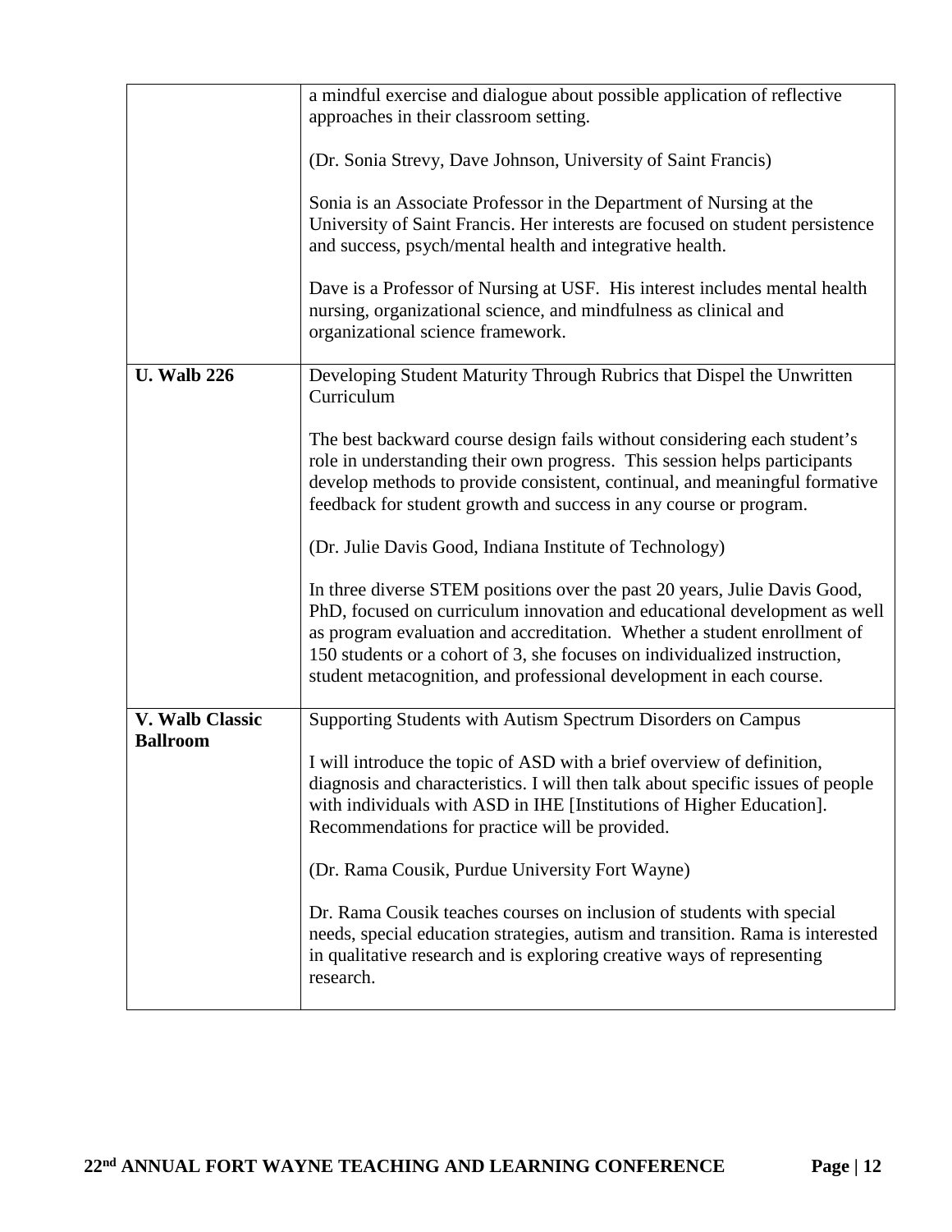| | |
|---|---|
| | a mindful exercise and dialogue about possible application of reflective approaches in their classroom setting.<br><br>(Dr. Sonia Strevy, Dave Johnson, University of Saint Francis)<br><br>Sonia is an Associate Professor in the Department of Nursing at the University of Saint Francis. Her interests are focused on student persistence and success, psych/mental health and integrative health.<br><br>Dave is a Professor of Nursing at USF. His interest includes mental health nursing, organizational science, and mindfulness as clinical and organizational science framework. |
| **U. Walb 226** | Developing Student Maturity Through Rubrics that Dispel the Unwritten Curriculum<br><br>The best backward course design fails without considering each student's role in understanding their own progress. This session helps participants develop methods to provide consistent, continual, and meaningful formative feedback for student growth and success in any course or program.<br><br>(Dr. Julie Davis Good, Indiana Institute of Technology)<br><br>In three diverse STEM positions over the past 20 years, Julie Davis Good, PhD, focused on curriculum innovation and educational development as well as program evaluation and accreditation. Whether a student enrollment of 150 students or a cohort of 3, she focuses on individualized instruction, student metacognition, and professional development in each course. |
| **V. Walb Classic Ballroom** | Supporting Students with Autism Spectrum Disorders on Campus<br><br>I will introduce the topic of ASD with a brief overview of definition, diagnosis and characteristics. I will then talk about specific issues of people with individuals with ASD in IHE [Institutions of Higher Education]. Recommendations for practice will be provided.<br><br>(Dr. Rama Cousik, Purdue University Fort Wayne)<br><br>Dr. Rama Cousik teaches courses on inclusion of students with special needs, special education strategies, autism and transition. Rama is interested in qualitative research and is exploring creative ways of representing research. |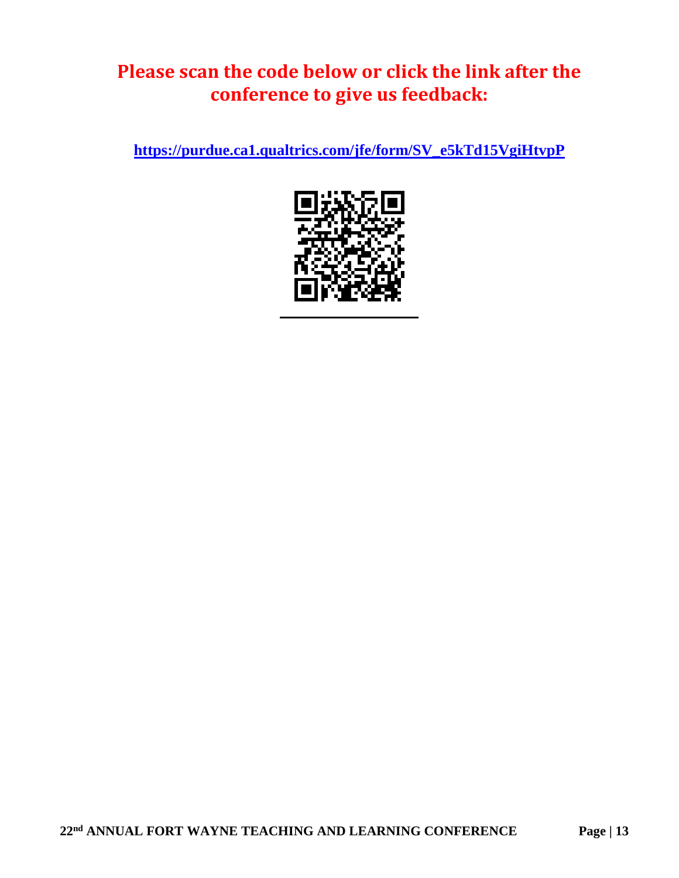## Please scan the code below or click the link after the conference to give us feedback:

https://purdue.ca1.qualtrics.com/jfe/form/SV_e5kTd15VgiHtvpP